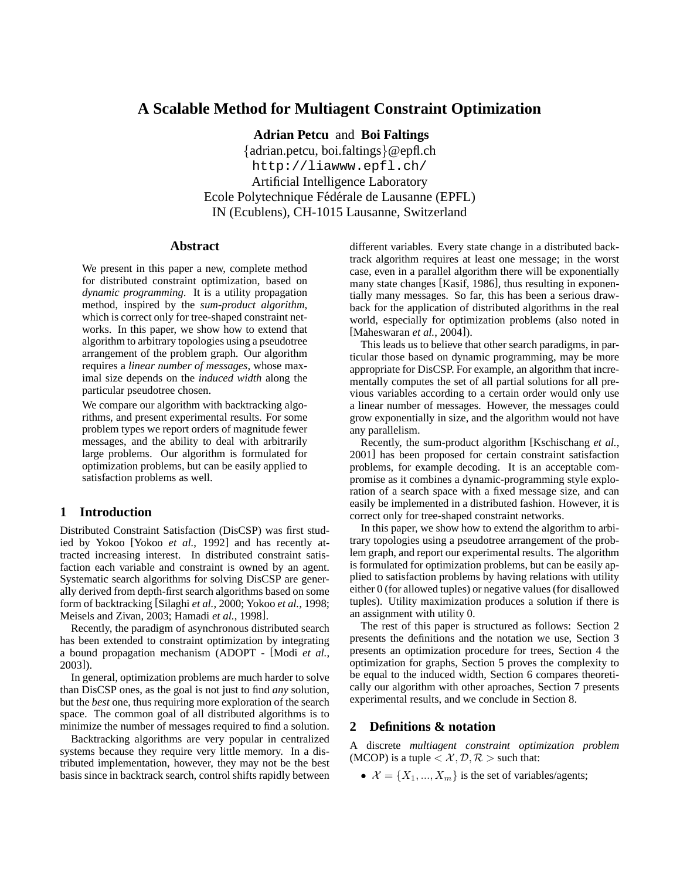# A Scalable Method for Multiagent Constraint Optimization

**Adrian Petcu** and **Boi Faltings**
{adrian.petcu, boi.faltings}@epfl.ch
http://liawww.epfl.ch/
Artificial Intelligence Laboratory
Ecole Polytechnique Fédérale de Lausanne (EPFL)
IN (Ecublens), CH-1015 Lausanne, Switzerland

## Abstract

We present in this paper a new, complete method for distributed constraint optimization, based on *dynamic programming*. It is a utility propagation method, inspired by the *sum-product algorithm*, which is correct only for tree-shaped constraint networks. In this paper, we show how to extend that algorithm to arbitrary topologies using a pseudotree arrangement of the problem graph. Our algorithm requires a *linear number of messages*, whose maximal size depends on the *induced width* along the particular pseudotree chosen.

We compare our algorithm with backtracking algorithms, and present experimental results. For some problem types we report orders of magnitude fewer messages, and the ability to deal with arbitrarily large problems. Our algorithm is formulated for optimization problems, but can be easily applied to satisfaction problems as well.

## 1 Introduction

Distributed Constraint Satisfaction (DisCSP) was first studied by Yokoo [Yokoo *et al.*, 1992] and has recently attracted increasing interest. In distributed constraint satisfaction each variable and constraint is owned by an agent. Systematic search algorithms for solving DisCSP are generally derived from depth-first search algorithms based on some form of backtracking [Silaghi *et al.*, 2000; Yokoo *et al.*, 1998; Meisels and Zivan, 2003; Hamadi *et al.*, 1998].

Recently, the paradigm of asynchronous distributed search has been extended to constraint optimization by integrating a bound propagation mechanism (ADOPT - [Modi *et al.*, 2003]).

In general, optimization problems are much harder to solve than DisCSP ones, as the goal is not just to find *any* solution, but the *best* one, thus requiring more exploration of the search space. The common goal of all distributed algorithms is to minimize the number of messages required to find a solution.

Backtracking algorithms are very popular in centralized systems because they require very little memory. In a distributed implementation, however, they may not be the best basis since in backtrack search, control shifts rapidly between different variables. Every state change in a distributed backtrack algorithm requires at least one message; in the worst case, even in a parallel algorithm there will be exponentially many state changes [Kasif, 1986], thus resulting in exponentially many messages. So far, this has been a serious drawback for the application of distributed algorithms in the real world, especially for optimization problems (also noted in [Maheswaran *et al.*, 2004]).

This leads us to believe that other search paradigms, in particular those based on dynamic programming, may be more appropriate for DisCSP. For example, an algorithm that incrementally computes the set of all partial solutions for all previous variables according to a certain order would only use a linear number of messages. However, the messages could grow exponentially in size, and the algorithm would not have any parallelism.

Recently, the sum-product algorithm [Kschischang *et al.*, 2001] has been proposed for certain constraint satisfaction problems, for example decoding. It is an acceptable compromise as it combines a dynamic-programming style exploration of a search space with a fixed message size, and can easily be implemented in a distributed fashion. However, it is correct only for tree-shaped constraint networks.

In this paper, we show how to extend the algorithm to arbitrary topologies using a pseudotree arrangement of the problem graph, and report our experimental results. The algorithm is formulated for optimization problems, but can be easily applied to satisfaction problems by having relations with utility either 0 (for allowed tuples) or negative values (for disallowed tuples). Utility maximization produces a solution if there is an assignment with utility 0.

The rest of this paper is structured as follows: Section 2 presents the definitions and the notation we use, Section 3 presents an optimization procedure for trees, Section 4 the optimization for graphs, Section 5 proves the complexity to be equal to the induced width, Section 6 compares theoretically our algorithm with other aproaches, Section 7 presents experimental results, and we conclude in Section 8.

## 2 Definitions & notation

A discrete *multiagent constraint optimization problem* (MCOP) is a tuple $< \mathcal{X}, \mathcal{D}, \mathcal{R} >$ such that:

- $\mathcal{X} = \{X_1, ..., X_m\}$ is the set of variables/agents;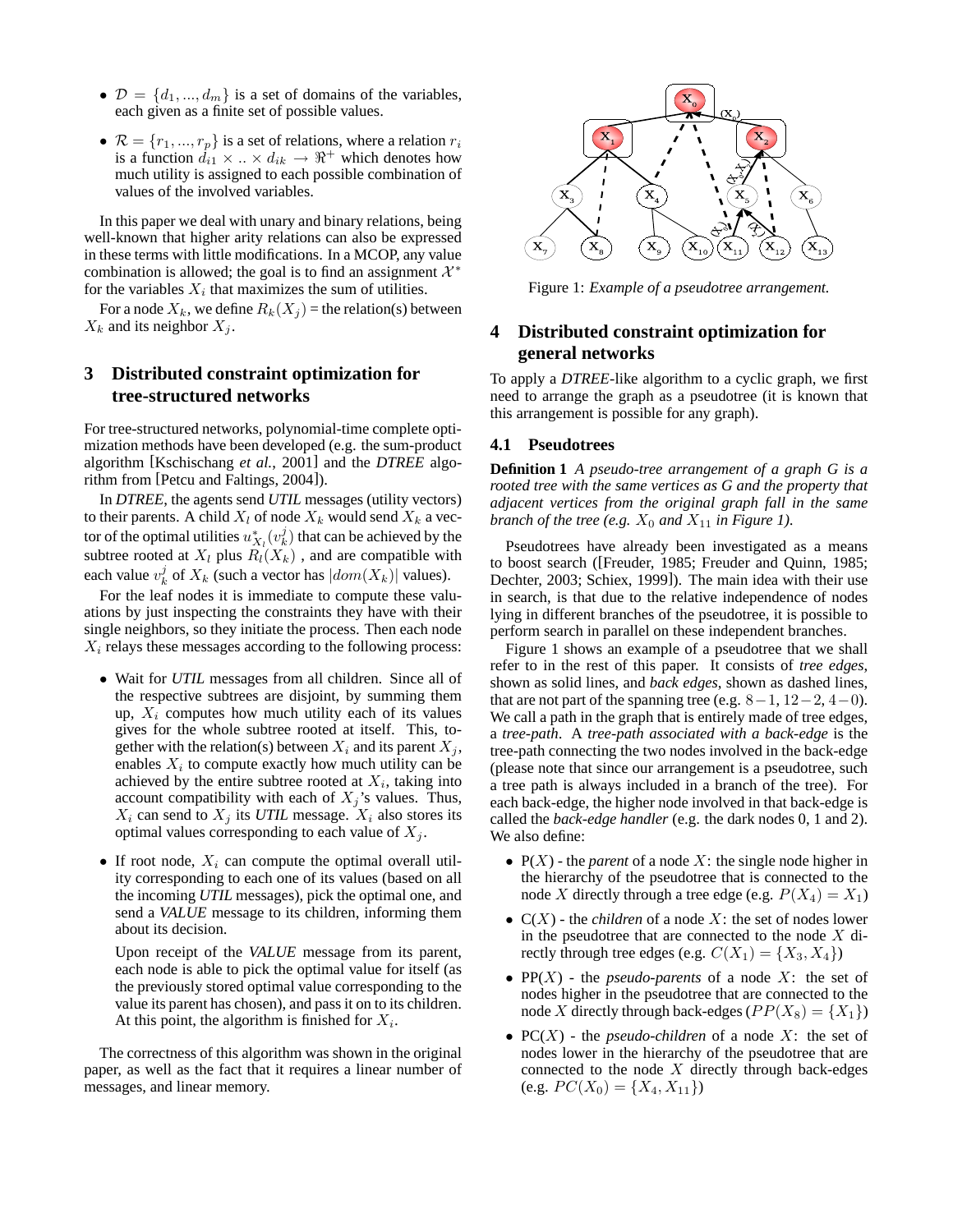- $\mathcal{D} = \{d_1, ..., d_m\}$ is a set of domains of the variables, each given as a finite set of possible values.
- $\mathcal{R} = \{r_1, ..., r_p\}$ is a set of relations, where a relation $r_i$ is a function $d_{i1} \times .. \times d_{ik} \rightarrow \Re^+$ which denotes how much utility is assigned to each possible combination of values of the involved variables.

In this paper we deal with unary and binary relations, being well-known that higher arity relations can also be expressed in these terms with little modifications. In a MCOP, any value combination is allowed; the goal is to find an assignment $\mathcal{X}^*$ for the variables $X_i$ that maximizes the sum of utilities.

For a node $X_k$, we define $R_k(X_j)$ = the relation(s) between $X_k$ and its neighbor $X_j$.

## 3 Distributed constraint optimization for tree-structured networks

For tree-structured networks, polynomial-time complete optimization methods have been developed (e.g. the sum-product algorithm [Kschischang *et al.*, 2001] and the *DTREE* algorithm from [Petcu and Faltings, 2004]).

In *DTREE*, the agents send *UTIL* messages (utility vectors) to their parents. A child $X_l$ of node $X_k$ would send $X_k$ a vector of the optimal utilities $u^*_{X_l}(v^j_k)$ that can be achieved by the subtree rooted at $X_l$ plus $R_l(X_k)$ , and are compatible with each value $v^j_k$ of $X_k$ (such a vector has $|dom(X_k)|$ values).

For the leaf nodes it is immediate to compute these valuations by just inspecting the constraints they have with their single neighbors, so they initiate the process. Then each node $X_i$ relays these messages according to the following process:

- Wait for *UTIL* messages from all children. Since all of the respective subtrees are disjoint, by summing them up, $X_i$ computes how much utility each of its values gives for the whole subtree rooted at itself. This, together with the relation(s) between $X_i$ and its parent $X_j$, enables $X_i$ to compute exactly how much utility can be achieved by the entire subtree rooted at $X_i$, taking into account compatibility with each of $X_j$'s values. Thus, $X_i$ can send to $X_j$ its *UTIL* message. $X_i$ also stores its optimal values corresponding to each value of $X_j$.
- If root node, $X_i$ can compute the optimal overall utility corresponding to each one of its values (based on all the incoming *UTIL* messages), pick the optimal one, and send a *VALUE* message to its children, informing them about its decision.

  Upon receipt of the *VALUE* message from its parent, each node is able to pick the optimal value for itself (as the previously stored optimal value corresponding to the value its parent has chosen), and pass it on to its children. At this point, the algorithm is finished for $X_i$.

The correctness of this algorithm was shown in the original paper, as well as the fact that it requires a linear number of messages, and linear memory.

Figure 1: *Example of a pseudotree arrangement.*

## 4 Distributed constraint optimization for general networks

To apply a *DTREE*-like algorithm to a cyclic graph, we first need to arrange the graph as a pseudotree (it is known that this arrangement is possible for any graph).

### 4.1 Pseudotrees

**Definition 1** *A pseudo-tree arrangement of a graph G is a rooted tree with the same vertices as G and the property that adjacent vertices from the original graph fall in the same branch of the tree (e.g. $X_0$ and $X_{11}$ in Figure 1).*

Pseudotrees have already been investigated as a means to boost search ([Freuder, 1985; Freuder and Quinn, 1985; Dechter, 2003; Schiex, 1999]). The main idea with their use in search, is that due to the relative independence of nodes lying in different branches of the pseudotree, it is possible to perform search in parallel on these independent branches.

Figure 1 shows an example of a pseudotree that we shall refer to in the rest of this paper. It consists of *tree edges*, shown as solid lines, and *back edges*, shown as dashed lines, that are not part of the spanning tree (e.g. $8-1, 12-2, 4-0$). We call a path in the graph that is entirely made of tree edges, a *tree-path*. A *tree-path associated with a back-edge* is the tree-path connecting the two nodes involved in the back-edge (please note that since our arrangement is a pseudotree, such a tree path is always included in a branch of the tree). For each back-edge, the higher node involved in that back-edge is called the *back-edge handler* (e.g. the dark nodes 0, 1 and 2). We also define:

- P($X$) - the *parent* of a node $X$: the single node higher in the hierarchy of the pseudotree that is connected to the node $X$ directly through a tree edge (e.g. $P(X_4) = X_1$)
- C($X$) - the *children* of a node $X$: the set of nodes lower in the pseudotree that are connected to the node $X$ directly through tree edges (e.g. $C(X_1) = \{X_3, X_4\}$)
- PP($X$) - the *pseudo-parents* of a node $X$: the set of nodes higher in the pseudotree that are connected to the node $X$ directly through back-edges ($PP(X_8) = \{X_1\}$)
- PC($X$) - the *pseudo-children* of a node $X$: the set of nodes lower in the hierarchy of the pseudotree that are connected to the node $X$ directly through back-edges (e.g. $PC(X_0) = \{X_4, X_{11}\}$)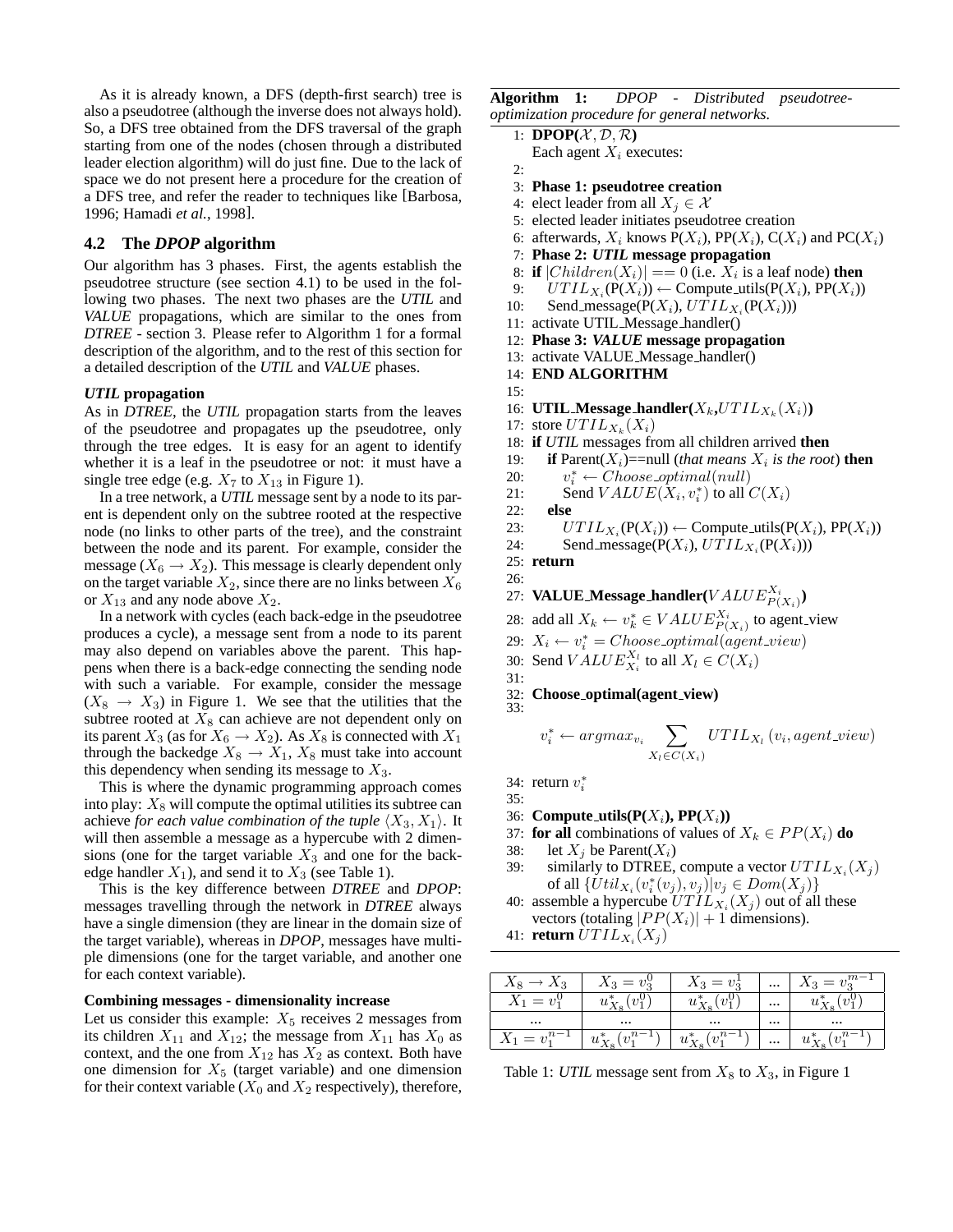As it is already known, a DFS (depth-first search) tree is also a pseudotree (although the inverse does not always hold). So, a DFS tree obtained from the DFS traversal of the graph starting from one of the nodes (chosen through a distributed leader election algorithm) will do just fine. Due to the lack of space we do not present here a procedure for the creation of a DFS tree, and refer the reader to techniques like [Barbosa, 1996; Hamadi *et al.*, 1998].

### 4.2 The *DPOP* algorithm

Our algorithm has 3 phases. First, the agents establish the pseudotree structure (see section 4.1) to be used in the following two phases. The next two phases are the *UTIL* and *VALUE* propagations, which are similar to the ones from *DTREE* - section 3. Please refer to Algorithm 1 for a formal description of the algorithm, and to the rest of this section for a detailed description of the *UTIL* and *VALUE* phases.

#### *UTIL* propagation

As in *DTREE*, the *UTIL* propagation starts from the leaves of the pseudotree and propagates up the pseudotree, only through the tree edges. It is easy for an agent to identify whether it is a leaf in the pseudotree or not: it must have a single tree edge (e.g. $X_7$ to $X_{13}$ in Figure 1).

In a tree network, a *UTIL* message sent by a node to its parent is dependent only on the subtree rooted at the respective node (no links to other parts of the tree), and the constraint between the node and its parent. For example, consider the message ($X_6 \rightarrow X_2$). This message is clearly dependent only on the target variable $X_2$, since there are no links between $X_6$ or $X_{13}$ and any node above $X_2$.

In a network with cycles (each back-edge in the pseudotree produces a cycle), a message sent from a node to its parent may also depend on variables above the parent. This happens when there is a back-edge connecting the sending node with such a variable. For example, consider the message ($X_8 \rightarrow X_3$) in Figure 1. We see that the utilities that the subtree rooted at $X_8$ can achieve are not dependent only on its parent $X_3$ (as for $X_6 \rightarrow X_2$). As $X_8$ is connected with $X_1$ through the backedge $X_8 \rightarrow X_1$, $X_8$ must take into account this dependency when sending its message to $X_3$.

This is where the dynamic programming approach comes into play: $X_8$ will compute the optimal utilities its subtree can achieve *for each value combination of the tuple* $\langle X_3, X_1 \rangle$. It will then assemble a message as a hypercube with 2 dimensions (one for the target variable $X_3$ and one for the back-edge handler $X_1$), and send it to $X_3$ (see Table 1).

This is the key difference between *DTREE* and *DPOP*: messages travelling through the network in *DTREE* always have a single dimension (they are linear in the domain size of the target variable), whereas in *DPOP*, messages have multiple dimensions (one for the target variable, and another one for each context variable).

#### Combining messages - dimensionality increase

Let us consider this example: $X_5$ receives 2 messages from its children $X_{11}$ and $X_{12}$; the message from $X_{11}$ has $X_0$ as context, and the one from $X_{12}$ has $X_2$ as context. Both have one dimension for $X_5$ (target variable) and one dimension for their context variable ($X_0$ and $X_2$ respectively), therefore,

**Algorithm 1:** *DPOP - Distributed pseudotree-optimization procedure for general networks.*

1: **DPOP($\mathcal{X}, \mathcal{D}, \mathcal{R}$)**
   Each agent $X_i$ executes:
2:
3: **Phase 1: pseudotree creation**
4: elect leader from all $X_j \in \mathcal{X}$
5: elected leader initiates pseudotree creation
6: afterwards, $X_i$ knows P($X_i$), PP($X_i$), C($X_i$) and PC($X_i$)
7: **Phase 2: *UTIL* message propagation**
8: **if** $|Children(X_i)| == 0$ (i.e. $X_i$ is a leaf node) **then**
9:   $UTIL_{X_i}$(P($X_i$)) ← Compute_utils(P($X_i$), PP($X_i$))
10:   Send_message(P($X_i$), $UTIL_{X_i}$(P($X_i$)))
11: activate UTIL_Message_handler()
12: **Phase 3: *VALUE* message propagation**
13: activate VALUE_Message_handler()
14: **END ALGORITHM**
15:
16: **UTIL_Message_handler($X_k$,$UTIL_{X_k}(X_i)$)**
17: store $UTIL_{X_k}(X_i)$
18: **if** *UTIL* messages from all children arrived **then**
19:   **if** Parent($X_i$)==null (*that means $X_i$ is the root*) **then**
20:     $v_i^* \leftarrow Choose\_optimal(null)$
21:     Send $VALUE(X_i, v_i^*)$ to all $C(X_i)$
22:   **else**
23:     $UTIL_{X_i}$(P($X_i$)) ← Compute_utils(P($X_i$), PP($X_i$))
24:     Send_message(P($X_i$), $UTIL_{X_i}$(P($X_i$)))
25: **return**
26:
27: **VALUE_Message_handler($VALUE^{X_i}_{P(X_i)}$)**
28: add all $X_k \leftarrow v_k^* \in VALUE^{X_i}_{P(X_i)}$ to agent_view
29: $X_i \leftarrow v_i^* = Choose\_optimal(agent\_view)$
30: Send $VALUE^{X_l}_{X_i}$ to all $X_l \in C(X_i)$
31:
32: **Choose_optimal(agent_view)**
33:
$$v_i^* \leftarrow argmax_{v_i} \sum_{X_l \in C(X_i)} UTIL_{X_l}(v_i, agent\_view)$$
34: return $v_i^*$
35:
36: **Compute_utils(P($X_i$), PP($X_i$))**
37: **for all** combinations of values of $X_k \in PP(X_i)$ **do**
38:   let $X_j$ be Parent($X_i$)
39:   similarly to DTREE, compute a vector $UTIL_{X_i}(X_j)$ of all $\{Util_{X_i}(v_i^*(v_j), v_j) | v_j \in Dom(X_j)\}$
40: assemble a hypercube $UTIL_{X_i}(X_j)$ out of all these vectors (totaling $|PP(X_i)| + 1$ dimensions).
41: **return** $UTIL_{X_i}(X_j)$

| $X_8 \rightarrow X_3$ | $X_3 = v_3^0$ | $X_3 = v_3^1$ | ... | $X_3 = v_3^{m-1}$ |
|---|---|---|---|---|
| $X_1 = v_1^0$ | $u^*_{X_8}(v_1^0)$ | $u^*_{X_8}(v_1^0)$ | ... | $u^*_{X_8}(v_1^0)$ |
| ... | ... | ... | ... | ... |
| $X_1 = v_1^{n-1}$ | $u^*_{X_8}(v_1^{n-1})$ | $u^*_{X_8}(v_1^{n-1})$ | ... | $u^*_{X_8}(v_1^{n-1})$ |

Table 1: *UTIL* message sent from $X_8$ to $X_3$, in Figure 1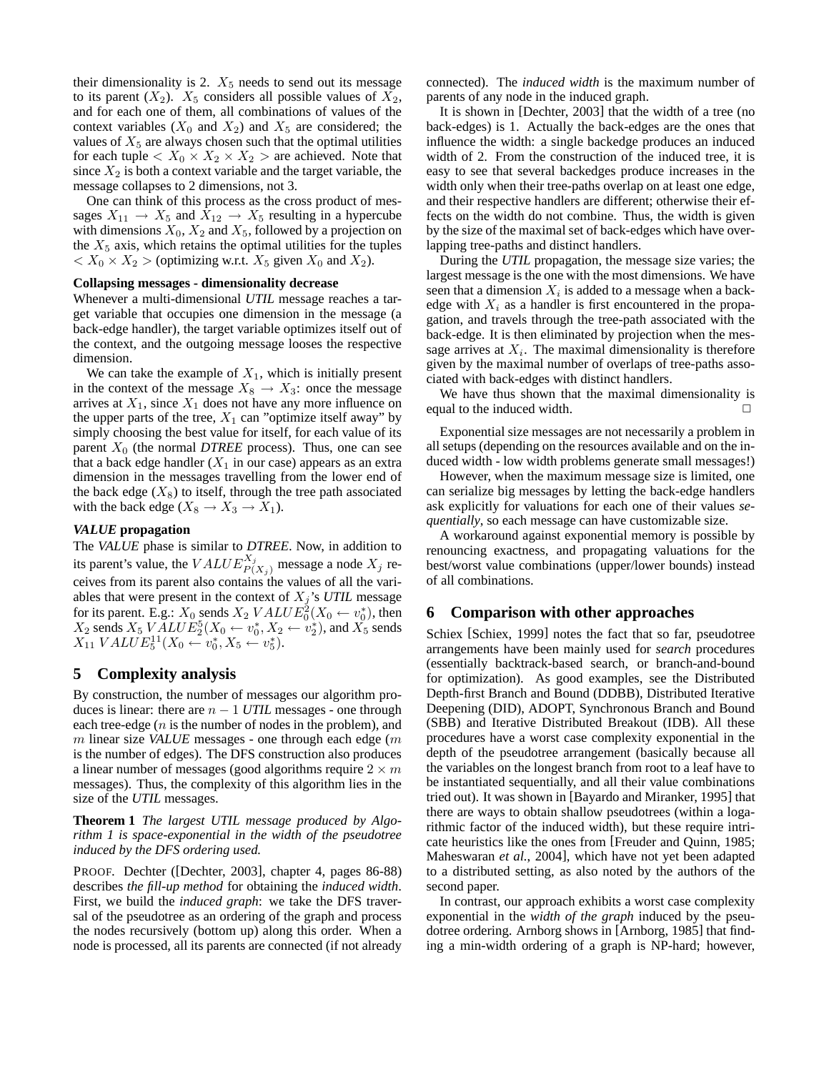their dimensionality is 2. $X_5$ needs to send out its message to its parent ($X_2$). $X_5$ considers all possible values of $X_2$, and for each one of them, all combinations of values of the context variables ($X_0$ and $X_2$) and $X_5$ are considered; the values of $X_5$ are always chosen such that the optimal utilities for each tuple $< X_0 \times X_2 \times X_2 >$ are achieved. Note that since $X_2$ is both a context variable and the target variable, the message collapses to 2 dimensions, not 3.

One can think of this process as the cross product of messages $X_{11} \rightarrow X_5$ and $X_{12} \rightarrow X_5$ resulting in a hypercube with dimensions $X_0$, $X_2$ and $X_5$, followed by a projection on the $X_5$ axis, which retains the optimal utilities for the tuples $< X_0 \times X_2 >$ (optimizing w.r.t. $X_5$ given $X_0$ and $X_2$).

**Collapsing messages - dimensionality decrease**

Whenever a multi-dimensional *UTIL* message reaches a target variable that occupies one dimension in the message (a back-edge handler), the target variable optimizes itself out of the context, and the outgoing message looses the respective dimension.

We can take the example of $X_1$, which is initially present in the context of the message $X_8 \rightarrow X_3$: once the message arrives at $X_1$, since $X_1$ does not have any more influence on the upper parts of the tree, $X_1$ can "optimize itself away" by simply choosing the best value for itself, for each value of its parent $X_0$ (the normal *DTREE* process). Thus, one can see that a back edge handler ($X_1$ in our case) appears as an extra dimension in the messages travelling from the lower end of the back edge ($X_8$) to itself, through the tree path associated with the back edge ($X_8 \rightarrow X_3 \rightarrow X_1$).

***VALUE* propagation**

The *VALUE* phase is similar to *DTREE*. Now, in addition to its parent's value, the $VALUE_{P(X_j)}^{X_j}$ message a node $X_j$ receives from its parent also contains the values of all the variables that were present in the context of $X_j$'s *UTIL* message for its parent. E.g.: $X_0$ sends $X_2$ $VALUE_0^2(X_0 \leftarrow v_0^*)$, then $X_2$ sends $X_5$ $VALUE_2^5(X_0 \leftarrow v_0^*, X_2 \leftarrow v_2^*)$, and $X_5$ sends $X_{11}$ $VALUE_5^{11}(X_0 \leftarrow v_0^*, X_5 \leftarrow v_5^*)$.

## 5 Complexity analysis

By construction, the number of messages our algorithm produces is linear: there are $n-1$ *UTIL* messages - one through each tree-edge ($n$ is the number of nodes in the problem), and $m$ linear size *VALUE* messages - one through each edge ($m$ is the number of edges). The DFS construction also produces a linear number of messages (good algorithms require $2 \times m$ messages). Thus, the complexity of this algorithm lies in the size of the *UTIL* messages.

**Theorem 1** *The largest UTIL message produced by Algorithm 1 is space-exponential in the width of the pseudotree induced by the DFS ordering used.*

PROOF. Dechter ([Dechter, 2003], chapter 4, pages 86-88) describes *the fill-up method* for obtaining the *induced width*. First, we build the *induced graph*: we take the DFS traversal of the pseudotree as an ordering of the graph and process the nodes recursively (bottom up) along this order. When a node is processed, all its parents are connected (if not already connected). The *induced width* is the maximum number of parents of any node in the induced graph.

It is shown in [Dechter, 2003] that the width of a tree (no back-edges) is 1. Actually the back-edges are the ones that influence the width: a single backedge produces an induced width of 2. From the construction of the induced tree, it is easy to see that several backedges produce increases in the width only when their tree-paths overlap on at least one edge, and their respective handlers are different; otherwise their effects on the width do not combine. Thus, the width is given by the size of the maximal set of back-edges which have overlapping tree-paths and distinct handlers.

During the *UTIL* propagation, the message size varies; the largest message is the one with the most dimensions. We have seen that a dimension $X_i$ is added to a message when a back-edge with $X_i$ as a handler is first encountered in the propagation, and travels through the tree-path associated with the back-edge. It is then eliminated by projection when the message arrives at $X_i$. The maximal dimensionality is therefore given by the maximal number of overlaps of tree-paths associated with back-edges with distinct handlers.

We have thus shown that the maximal dimensionality is equal to the induced width. □

Exponential size messages are not necessarily a problem in all setups (depending on the resources available and on the induced width - low width problems generate small messages!)

However, when the maximum message size is limited, one can serialize big messages by letting the back-edge handlers ask explicitly for valuations for each one of their values *sequentially*, so each message can have customizable size.

A workaround against exponential memory is possible by renouncing exactness, and propagating valuations for the best/worst value combinations (upper/lower bounds) instead of all combinations.

## 6 Comparison with other approaches

Schiex [Schiex, 1999] notes the fact that so far, pseudotree arrangements have been mainly used for *search* procedures (essentially backtrack-based search, or branch-and-bound for optimization). As good examples, see the Distributed Depth-first Branch and Bound (DDBB), Distributed Iterative Deepening (DID), ADOPT, Synchronous Branch and Bound (SBB) and Iterative Distributed Breakout (IDB). All these procedures have a worst case complexity exponential in the depth of the pseudotree arrangement (basically because all the variables on the longest branch from root to a leaf have to be instantiated sequentially, and all their value combinations tried out). It was shown in [Bayardo and Miranker, 1995] that there are ways to obtain shallow pseudotrees (within a logarithmic factor of the induced width), but these require intricate heuristics like the ones from [Freuder and Quinn, 1985; Maheswaran *et al.*, 2004], which have not yet been adapted to a distributed setting, as also noted by the authors of the second paper.

In contrast, our approach exhibits a worst case complexity exponential in the *width of the graph* induced by the pseudotree ordering. Arnborg shows in [Arnborg, 1985] that finding a min-width ordering of a graph is NP-hard; however,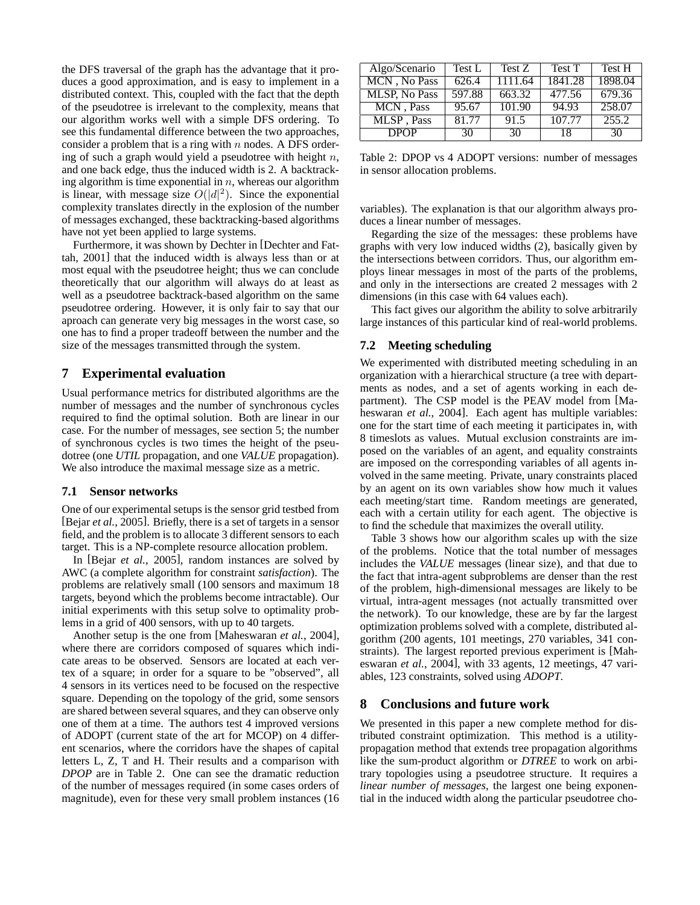the DFS traversal of the graph has the advantage that it produces a good approximation, and is easy to implement in a distributed context. This, coupled with the fact that the depth of the pseudotree is irrelevant to the complexity, means that our algorithm works well with a simple DFS ordering. To see this fundamental difference between the two approaches, consider a problem that is a ring with $n$ nodes. A DFS ordering of such a graph would yield a pseudotree with height $n$, and one back edge, thus the induced width is 2. A backtracking algorithm is time exponential in $n$, whereas our algorithm is linear, with message size $O(|d|^2)$. Since the exponential complexity translates directly in the explosion of the number of messages exchanged, these backtracking-based algorithms have not yet been applied to large systems.

Furthermore, it was shown by Dechter in [Dechter and Fattah, 2001] that the induced width is always less than or at most equal with the pseudotree height; thus we can conclude theoretically that our algorithm will always do at least as well as a pseudotree backtrack-based algorithm on the same pseudotree ordering. However, it is only fair to say that our aproach can generate very big messages in the worst case, so one has to find a proper tradeoff between the number and the size of the messages transmitted through the system.

## 7 Experimental evaluation

Usual performance metrics for distributed algorithms are the number of messages and the number of synchronous cycles required to find the optimal solution. Both are linear in our case. For the number of messages, see section 5; the number of synchronous cycles is two times the height of the pseudotree (one *UTIL* propagation, and one *VALUE* propagation). We also introduce the maximal message size as a metric.

### 7.1 Sensor networks

One of our experimental setups is the sensor grid testbed from [Bejar *et al.*, 2005]. Briefly, there is a set of targets in a sensor field, and the problem is to allocate 3 different sensors to each target. This is a NP-complete resource allocation problem.

In [Bejar *et al.*, 2005], random instances are solved by AWC (a complete algorithm for constraint *satisfaction*). The problems are relatively small (100 sensors and maximum 18 targets, beyond which the problems become intractable). Our initial experiments with this setup solve to optimality problems in a grid of 400 sensors, with up to 40 targets.

Another setup is the one from [Maheswaran *et al.*, 2004], where there are corridors composed of squares which indicate areas to be observed. Sensors are located at each vertex of a square; in order for a square to be "observed", all 4 sensors in its vertices need to be focused on the respective square. Depending on the topology of the grid, some sensors are shared between several squares, and they can observe only one of them at a time. The authors test 4 improved versions of ADOPT (current state of the art for MCOP) on 4 different scenarios, where the corridors have the shapes of capital letters L, Z, T and H. Their results and a comparison with *DPOP* are in Table 2. One can see the dramatic reduction of the number of messages required (in some cases orders of magnitude), even for these very small problem instances (16 variables). The explanation is that our algorithm always produces a linear number of messages.

| Algo/Scenario | Test L | Test Z | Test T | Test H |
|---|---|---|---|---|
| MCN , No Pass | 626.4 | 1111.64 | 1841.28 | 1898.04 |
| MLSP, No Pass | 597.88 | 663.32 | 477.56 | 679.36 |
| MCN , Pass | 95.67 | 101.90 | 94.93 | 258.07 |
| MLSP , Pass | 81.77 | 91.5 | 107.77 | 255.2 |
| DPOP | 30 | 30 | 18 | 30 |

Table 2: DPOP vs 4 ADOPT versions: number of messages in sensor allocation problems.

Regarding the size of the messages: these problems have graphs with very low induced widths (2), basically given by the intersections between corridors. Thus, our algorithm employs linear messages in most of the parts of the problems, and only in the intersections are created 2 messages with 2 dimensions (in this case with 64 values each).

This fact gives our algorithm the ability to solve arbitrarily large instances of this particular kind of real-world problems.

### 7.2 Meeting scheduling

We experimented with distributed meeting scheduling in an organization with a hierarchical structure (a tree with departments as nodes, and a set of agents working in each department). The CSP model is the PEAV model from [Maheswaran *et al.*, 2004]. Each agent has multiple variables: one for the start time of each meeting it participates in, with 8 timeslots as values. Mutual exclusion constraints are imposed on the variables of an agent, and equality constraints are imposed on the corresponding variables of all agents involved in the same meeting. Private, unary constraints placed by an agent on its own variables show how much it values each meeting/start time. Random meetings are generated, each with a certain utility for each agent. The objective is to find the schedule that maximizes the overall utility.

Table 3 shows how our algorithm scales up with the size of the problems. Notice that the total number of messages includes the *VALUE* messages (linear size), and that due to the fact that intra-agent subproblems are denser than the rest of the problem, high-dimensional messages are likely to be virtual, intra-agent messages (not actually transmitted over the network). To our knowledge, these are by far the largest optimization problems solved with a complete, distributed algorithm (200 agents, 101 meetings, 270 variables, 341 constraints). The largest reported previous experiment is [Maheswaran *et al.*, 2004], with 33 agents, 12 meetings, 47 variables, 123 constraints, solved using *ADOPT*.

## 8 Conclusions and future work

We presented in this paper a new complete method for distributed constraint optimization. This method is a utility-propagation method that extends tree propagation algorithms like the sum-product algorithm or *DTREE* to work on arbitrary topologies using a pseudotree structure. It requires a *linear number of messages*, the largest one being exponential in the induced width along the particular pseudotree cho-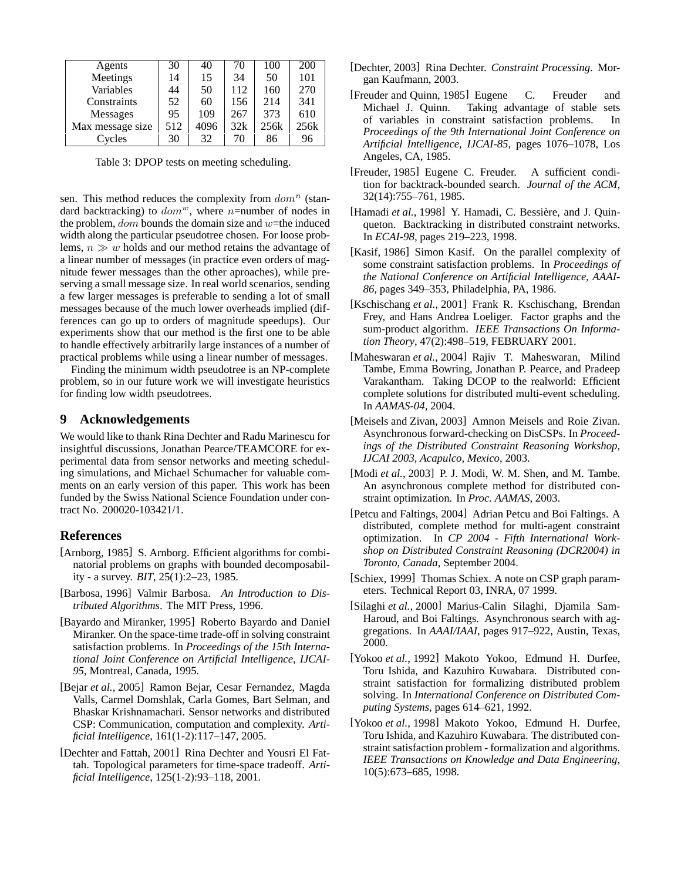| | | | | | |
|---|---|---|---|---|---|
| Agents | 30 | 40 | 70 | 100 | 200 |
| Meetings | 14 | 15 | 34 | 50 | 101 |
| Variables | 44 | 50 | 112 | 160 | 270 |
| Constraints | 52 | 60 | 156 | 214 | 341 |
| Messages | 95 | 109 | 267 | 373 | 610 |
| Max message size | 512 | 4096 | 32k | 256k | 256k |
| Cycles | 30 | 32 | 70 | 86 | 96 |

Table 3: DPOP tests on meeting scheduling.

sen. This method reduces the complexity from $dom^n$ (standard backtracking) to $dom^w$, where $n$=number of nodes in the problem, $dom$ bounds the domain size and $w$=the induced width along the particular pseudotree chosen. For loose problems, $n \gg w$ holds and our method retains the advantage of a linear number of messages (in practice even orders of magnitude fewer messages than the other aproaches), while preserving a small message size. In real world scenarios, sending a few larger messages is preferable to sending a lot of small messages because of the much lower overheads implied (differences can go up to orders of magnitude speedups). Our experiments show that our method is the first one to be able to handle effectively arbitrarily large instances of a number of practical problems while using a linear number of messages.

Finding the minimum width pseudotree is an NP-complete problem, so in our future work we will investigate heuristics for finding low width pseudotrees.

## 9 Acknowledgements

We would like to thank Rina Dechter and Radu Marinescu for insightful discussions, Jonathan Pearce/TEAMCORE for experimental data from sensor networks and meeting scheduling simulations, and Michael Schumacher for valuable comments on an early version of this paper. This work has been funded by the Swiss National Science Foundation under contract No. 200020-103421/1.

## References

[Arnborg, 1985] S. Arnborg. Efficient algorithms for combinatorial problems on graphs with bounded decomposability - a survey. *BIT*, 25(1):2–23, 1985.

[Barbosa, 1996] Valmir Barbosa. *An Introduction to Distributed Algorithms*. The MIT Press, 1996.

[Bayardo and Miranker, 1995] Roberto Bayardo and Daniel Miranker. On the space-time trade-off in solving constraint satisfaction problems. In *Proceedings of the 15th International Joint Conference on Artificial Intelligence, IJCAI-95*, Montreal, Canada, 1995.

[Bejar *et al.*, 2005] Ramon Bejar, Cesar Fernandez, Magda Valls, Carmel Domshlak, Carla Gomes, Bart Selman, and Bhaskar Krishnamachari. Sensor networks and distributed CSP: Communication, computation and complexity. *Artificial Intelligence*, 161(1-2):117–147, 2005.

[Dechter and Fattah, 2001] Rina Dechter and Yousri El Fattah. Topological parameters for time-space tradeoff. *Artificial Intelligence*, 125(1-2):93–118, 2001.

[Dechter, 2003] Rina Dechter. *Constraint Processing*. Morgan Kaufmann, 2003.

[Freuder and Quinn, 1985] Eugene C. Freuder and Michael J. Quinn. Taking advantage of stable sets of variables in constraint satisfaction problems. In *Proceedings of the 9th International Joint Conference on Artificial Intelligence, IJCAI-85*, pages 1076–1078, Los Angeles, CA, 1985.

[Freuder, 1985] Eugene C. Freuder. A sufficient condition for backtrack-bounded search. *Journal of the ACM*, 32(14):755–761, 1985.

[Hamadi *et al.*, 1998] Y. Hamadi, C. Bessière, and J. Quinqueton. Backtracking in distributed constraint networks. In *ECAI-98*, pages 219–223, 1998.

[Kasif, 1986] Simon Kasif. On the parallel complexity of some constraint satisfaction problems. In *Proceedings of the National Conference on Artificial Intelligence, AAAI-86*, pages 349–353, Philadelphia, PA, 1986.

[Kschischang *et al.*, 2001] Frank R. Kschischang, Brendan Frey, and Hans Andrea Loeliger. Factor graphs and the sum-product algorithm. *IEEE Transactions On Information Theory*, 47(2):498–519, FEBRUARY 2001.

[Maheswaran *et al.*, 2004] Rajiv T. Maheswaran, Milind Tambe, Emma Bowring, Jonathan P. Pearce, and Pradeep Varakantham. Taking DCOP to the realworld: Efficient complete solutions for distributed multi-event scheduling. In *AAMAS-04*, 2004.

[Meisels and Zivan, 2003] Amnon Meisels and Roie Zivan. Asynchronous forward-checking on DisCSPs. In *Proceedings of the Distributed Constraint Reasoning Workshop, IJCAI 2003, Acapulco, Mexico*, 2003.

[Modi *et al.*, 2003] P. J. Modi, W. M. Shen, and M. Tambe. An asynchronous complete method for distributed constraint optimization. In *Proc. AAMAS*, 2003.

[Petcu and Faltings, 2004] Adrian Petcu and Boi Faltings. A distributed, complete method for multi-agent constraint optimization. In *CP 2004 - Fifth International Workshop on Distributed Constraint Reasoning (DCR2004) in Toronto, Canada*, September 2004.

[Schiex, 1999] Thomas Schiex. A note on CSP graph parameters. Technical Report 03, INRA, 07 1999.

[Silaghi *et al.*, 2000] Marius-Calin Silaghi, Djamila Sam-Haroud, and Boi Faltings. Asynchronous search with aggregations. In *AAAI/IAAI*, pages 917–922, Austin, Texas, 2000.

[Yokoo *et al.*, 1992] Makoto Yokoo, Edmund H. Durfee, Toru Ishida, and Kazuhiro Kuwabara. Distributed constraint satisfaction for formalizing distributed problem solving. In *International Conference on Distributed Computing Systems*, pages 614–621, 1992.

[Yokoo *et al.*, 1998] Makoto Yokoo, Edmund H. Durfee, Toru Ishida, and Kazuhiro Kuwabara. The distributed constraint satisfaction problem - formalization and algorithms. *IEEE Transactions on Knowledge and Data Engineering*, 10(5):673–685, 1998.